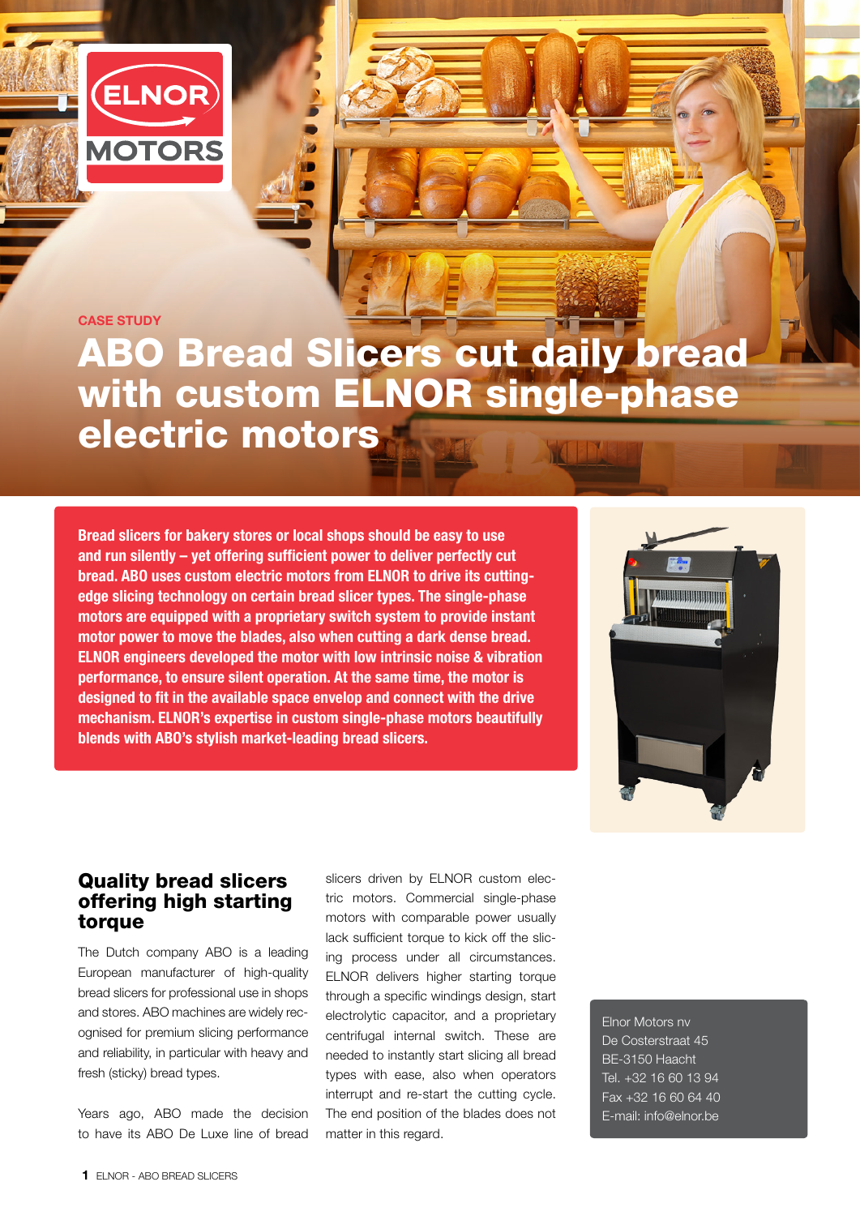CASE STUDY

# ABO Bread Slicers cut daily bread with custom ELNOR single-phase electric motors

**Bread slicers for bakery stores or local shops should be easy to use and run silently – yet offering sufficient power to deliver perfectly cut bread. ABO uses custom electric motors from ELNOR to drive its cutting-edge slicing technology on certain bread slicer types. The single-phase motors are equipped with a proprietary switch system to provide instant motor power to move the blades, also when cutting a dark dense bread. ELNOR engineers developed the motor with low intrinsic noise & vibration performance, to ensure silent operation. At the same time, the motor is designed to fit in the available space envelop and connect with the drive mechanism. ELNOR's expertise in custom single-phase motors beautifully blends with ABO's stylish market-leading bread slicers.**

## Quality bread slicers offering high starting torque

The Dutch company ABO is a leading European manufacturer of high-quality bread slicers for professional use in shops and stores. ABO machines are widely recognised for premium slicing performance and reliability, in particular with heavy and fresh (sticky) bread types.

Years ago, ABO made the decision to have its ABO De Luxe line of bread slicers driven by ELNOR custom electric motors. Commercial single-phase motors with comparable power usually lack sufficient torque to kick off the slicing process under all circumstances. ELNOR delivers higher starting torque through a specific windings design, start electrolytic capacitor, and a proprietary centrifugal internal switch. These are needed to instantly start slicing all bread types with ease, also when operators interrupt and re-start the cutting cycle. The end position of the blades does not matter in this regard.

Elnor Motors nv
De Costerstraat 45
BE-3150 Haacht
Tel. +32 16 60 13 94
Fax +32 16 60 64 40
E-mail: info@elnor.be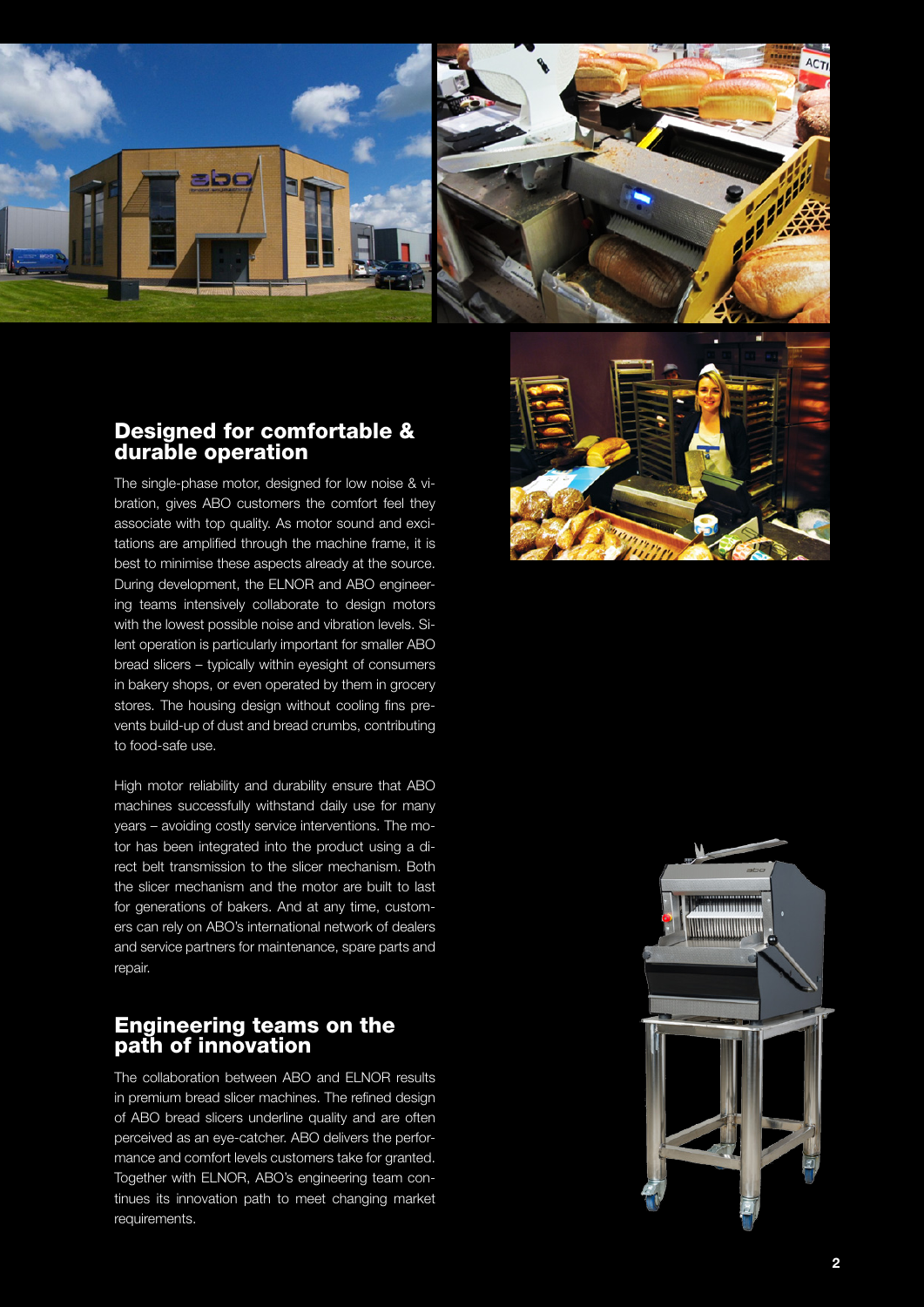## Designed for comfortable & durable operation

The single-phase motor, designed for low noise & vibration, gives ABO customers the comfort feel they associate with top quality. As motor sound and excitations are amplified through the machine frame, it is best to minimise these aspects already at the source. During development, the ELNOR and ABO engineering teams intensively collaborate to design motors with the lowest possible noise and vibration levels. Silent operation is particularly important for smaller ABO bread slicers – typically within eyesight of consumers in bakery shops, or even operated by them in grocery stores. The housing design without cooling fins prevents build-up of dust and bread crumbs, contributing to food-safe use.

High motor reliability and durability ensure that ABO machines successfully withstand daily use for many years – avoiding costly service interventions. The motor has been integrated into the product using a direct belt transmission to the slicer mechanism. Both the slicer mechanism and the motor are built to last for generations of bakers. And at any time, customers can rely on ABO's international network of dealers and service partners for maintenance, spare parts and repair.

## Engineering teams on the path of innovation

The collaboration between ABO and ELNOR results in premium bread slicer machines. The refined design of ABO bread slicers underline quality and are often perceived as an eye-catcher. ABO delivers the performance and comfort levels customers take for granted. Together with ELNOR, ABO's engineering team continues its innovation path to meet changing market requirements.